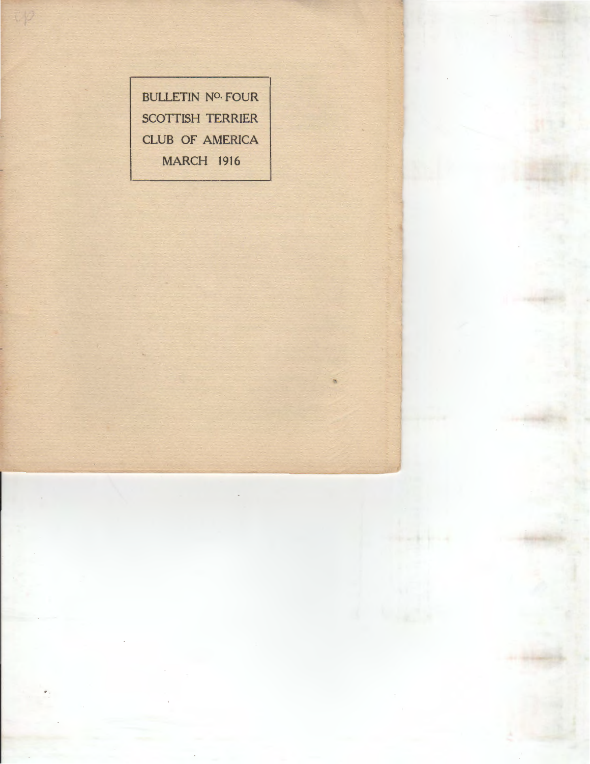BULLETIN No. FOUR

SCOTTISH TERRIER

CLUB OF AMERICA

MARCH 1916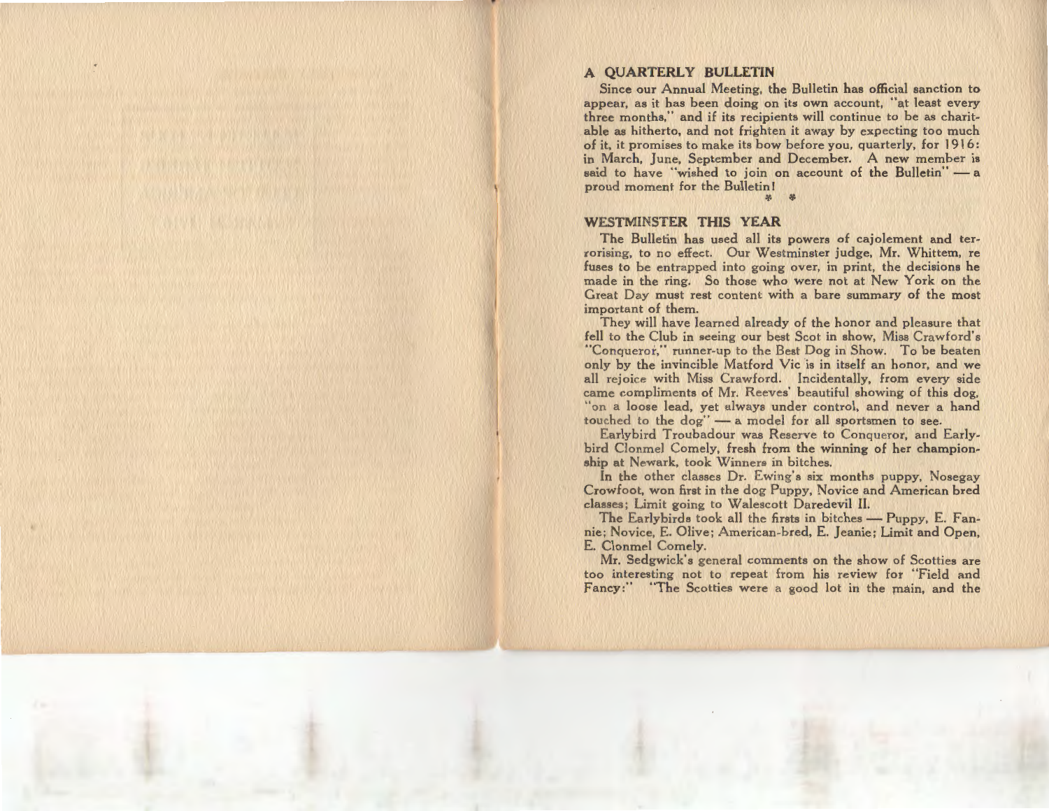## A QUARTERLY BULLETIN

Since our Annual Meeting, the Bulletin has official sanction to appear, as it has been doing on its own account, "at least every three months," and if its recipients will continue to be as charitable as hitherto, and not frighten it away by expecting too much of it, it promises to make its bow before you, quarterly, for 1916: in March, June, September and December. A new member is said to have "wished to join on account of the Bulletin" — a proud moment for the Bulletin!

\* \*

## WESTMINSTER THIS YEAR

The Bulletin has used all its powers of cajolement and terrorising, to no effect. Our Westminster judge, Mr. Whittem, refuses to be entrapped into going over, in print, the decisions he made in the ring. So those who were not at New York on the Great Day must rest content with a bare summary of the most important of them.

They will have learned already of the honor and pleasure that fell to the Club in seeing our best Scot in show, Miss Crawford's "Conqueror," runner-up to the Best Dog in Show. To be beaten only by the invincible Matford Vic is in itself an honor, and we all rejoice with Miss Crawford. Incidentally, from every side came compliments of Mr. Reeves' beautiful showing of this dog, "on a loose lead, yet always under control, and never a hand touched to the dog" — a model for all sportsmen to see.

Earlybird Troubadour was Reserve to Conqueror, and Earlybird Clonmel Comely, fresh from the winning of her championship at Newark, took Winners in bitches.

In the other classes Dr. Ewing's six months puppy, Nosegay Crowfoot, won first in the dog Puppy, Novice and American bred classes; Limit going to Walescott Daredevil II.

The Earlybirds took all the firsts in bitches — Puppy, E. Fannie; Novice, E. Olive; American-bred, E. Jeanie; Limit and Open, E. Clonmel Comely.

Mr. Sedgwick's general comments on the show of Scotties are too interesting not to repeat from his review for "Field and Fancy:" "The Scotties were a good lot in the main, and the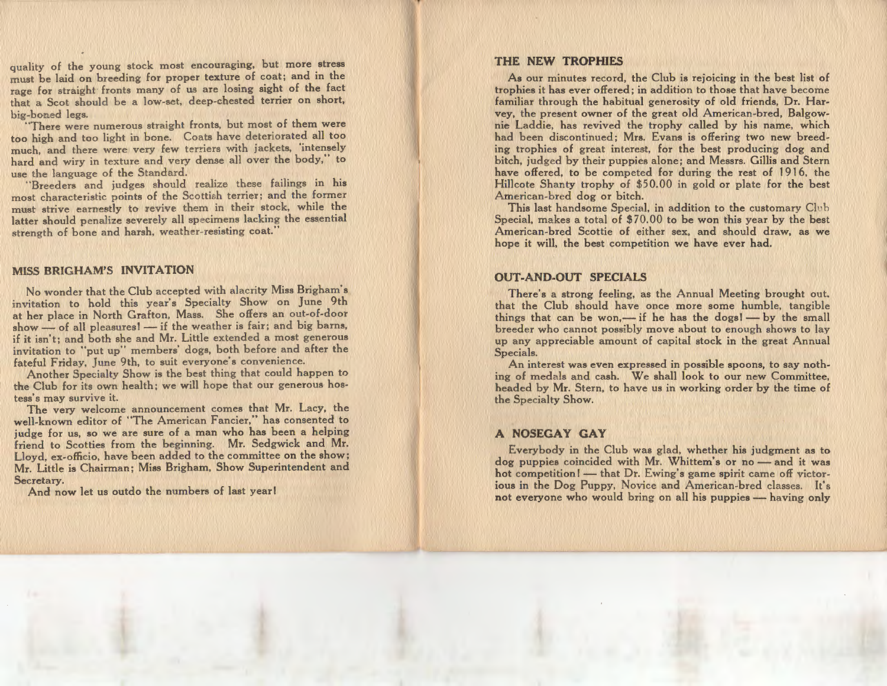quality of the young stock most encouraging, but more stress must be laid on breeding for proper texture of coat; and in the rage for straight fronts many of us are losing sight of the fact that a Scot should be a low-set, deep-chested terrier on short, big-boned legs.

"There were numerous straight fronts, but most of them were too high and too light in bone. Coats have deteriorated all too much, and there were very few terriers with jackets, 'intensely hard and wiry in texture and very dense all over the body,' to use the language of the Standard.

"Breeders and judges should realize these failings in his most characteristic points of the Scottish terrier; and the former must strive earnestly to revive them in their stock, while the latter should penalize severely all specimens lacking the essential strength of bone and harsh, weather-resisting coat."

## MISS BRIGHAM'S INVITATION

No wonder that the Club accepted with alacrity Miss Brigham's invitation to hold this year's Specialty Show on June 9th at her place in North Grafton, Mass. She offers an out-of-door show — of all pleasures! — if the weather is fair; and big barns, if it isn't; and both she and Mr. Little extended a most generous invitation to "put up" members' dogs, both before and after the fateful Friday, June 9th, to suit everyone's convenience.

Another Specialty Show is the best thing that could happen to the Club for its own health; we will hope that our generous hostess's may survive it.

The very welcome announcement comes that Mr. Lacy, the well-known editor of "The American Fancier," has consented to judge for us, so we are sure of a man who has been a helping friend to Scotties from the beginning. Mr. Sedgwick and Mr. Lloyd, ex-officio, have been added to the committee on the show; Mr. Little is Chairman; Miss Brigham, Show Superintendent and Secretary.

And now let us outdo the numbers of last year!

## THE NEW TROPHIES

As our minutes record, the Club is rejoicing in the best list of trophies it has ever offered; in addition to those that have become familiar through the habitual generosity of old friends, Dr. Harvey, the present owner of the great old American-bred, Balgownie Laddie, has revived the trophy called by his name, which had been discontinued; Mrs. Evans is offering two new breeding trophies of great interest, for the best producing dog and bitch, judged by their puppies alone; and Messrs. Gillis and Stern have offered, to be competed for during the rest of 1916, the Hillcote Shanty trophy of $50.00 in gold or plate for the best American-bred dog or bitch.

This last handsome Special, in addition to the customary Club Special, makes a total of $70.00 to be won this year by the best American-bred Scottie of either sex, and should draw, as we hope it will, the best competition we have ever had.

## OUT-AND-OUT SPECIALS

There's a strong feeling, as the Annual Meeting brought out, that the Club should have once more some humble, tangible things that can be won,— if he has the dogs! — by the small breeder who cannot possibly move about to enough shows to lay up any appreciable amount of capital stock in the great Annual Specials.

An interest was even expressed in possible spoons, to say nothing of medals and cash. We shall look to our new Committee, headed by Mr. Stern, to have us in working order by the time of the Specialty Show.

## A NOSEGAY GAY

Everybody in the Club was glad, whether his judgment as to dog puppies coincided with Mr. Whittem's or no — and it was hot competition! — that Dr. Ewing's game spirit came off victorious in the Dog Puppy, Novice and American-bred classes. It's not everyone who would bring on all his puppies — having only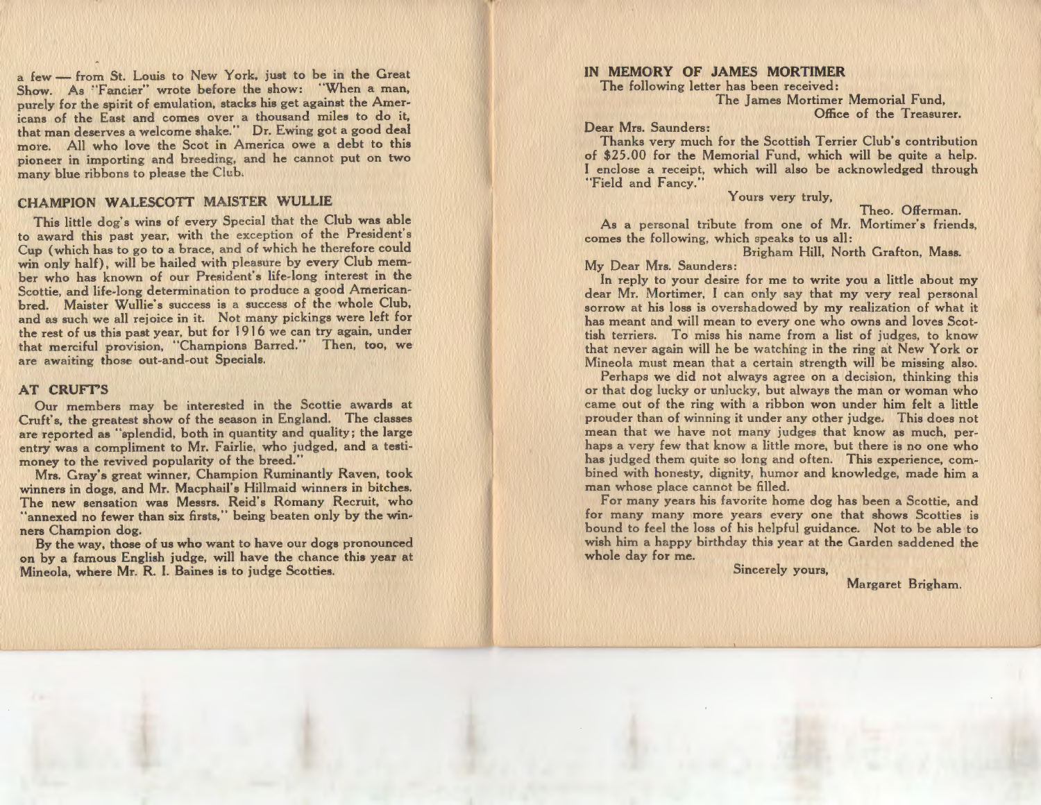a few — from St. Louis to New York, just to be in the Great Show. As "Fancier" wrote before the show: "When a man, purely for the spirit of emulation, stacks his get against the Americans of the East and comes over a thousand miles to do it, that man deserves a welcome shake." Dr. Ewing got a good deal more. All who love the Scot in America owe a debt to this pioneer in importing and breeding, and he cannot put on two many blue ribbons to please the Club.

## CHAMPION WALESCOTT MAISTER WULLIE

This little dog's wins of every Special that the Club was able to award this past year, with the exception of the President's Cup (which has to go to a brace, and of which he therefore could win only half), will be hailed with pleasure by every Club member who has known of our President's life-long interest in the Scottie, and life-long determination to produce a good American-bred. Maister Wullie's success is a success of the whole Club, and as such we all rejoice in it. Not many pickings were left for the rest of us this past year, but for 1916 we can try again, under that merciful provision, "Champions Barred." Then, too, we are awaiting those out-and-out Specials.

## AT CRUFT'S

Our members may be interested in the Scottie awards at Cruft's, the greatest show of the season in England. The classes are reported as "splendid, both in quantity and quality; the large entry was a compliment to Mr. Fairlie, who judged, and a testimoney to the revived popularity of the breed."

Mrs. Gray's great winner, Champion Ruminantly Raven, took winners in dogs, and Mr. Macphail's Hillmaid winners in bitches. The new sensation was Messrs. Reid's Romany Recruit, who "annexed no fewer than six firsts," being beaten only by the winners Champion dog.

By the way, those of us who want to have our dogs pronounced on by a famous English judge, will have the chance this year at Mineola, where Mr. R. I. Baines is to judge Scotties.

## IN MEMORY OF JAMES MORTIMER

The following letter has been received:

The James Mortimer Memorial Fund,
Office of the Treasurer.

Dear Mrs. Saunders:

Thanks very much for the Scottish Terrier Club's contribution of $25.00 for the Memorial Fund, which will be quite a help. I enclose a receipt, which will also be acknowledged through "Field and Fancy."

Yours very truly,

Theo. Offerman.

As a personal tribute from one of Mr. Mortimer's friends, comes the following, which speaks to us all:

Brigham Hill, North Grafton, Mass.

My Dear Mrs. Saunders:

In reply to your desire for me to write you a little about my dear Mr. Mortimer, I can only say that my very real personal sorrow at his loss is overshadowed by my realization of what it has meant and will mean to every one who owns and loves Scottish terriers. To miss his name from a list of judges, to know that never again will he be watching in the ring at New York or Mineola must mean that a certain strength will be missing also.

Perhaps we did not always agree on a decision, thinking this or that dog lucky or unlucky, but always the man or woman who came out of the ring with a ribbon won under him felt a little prouder than of winning it under any other judge. This does not mean that we have not many judges that know as much, perhaps a very few that know a little more, but there is no one who has judged them quite so long and often. This experience, combined with honesty, dignity, humor and knowledge, made him a man whose place cannot be filled.

For many years his favorite home dog has been a Scottie, and for many many more years every one that shows Scotties is bound to feel the loss of his helpful guidance. Not to be able to wish him a happy birthday this year at the Garden saddened the whole day for me.

Sincerely yours,

Margaret Brigham.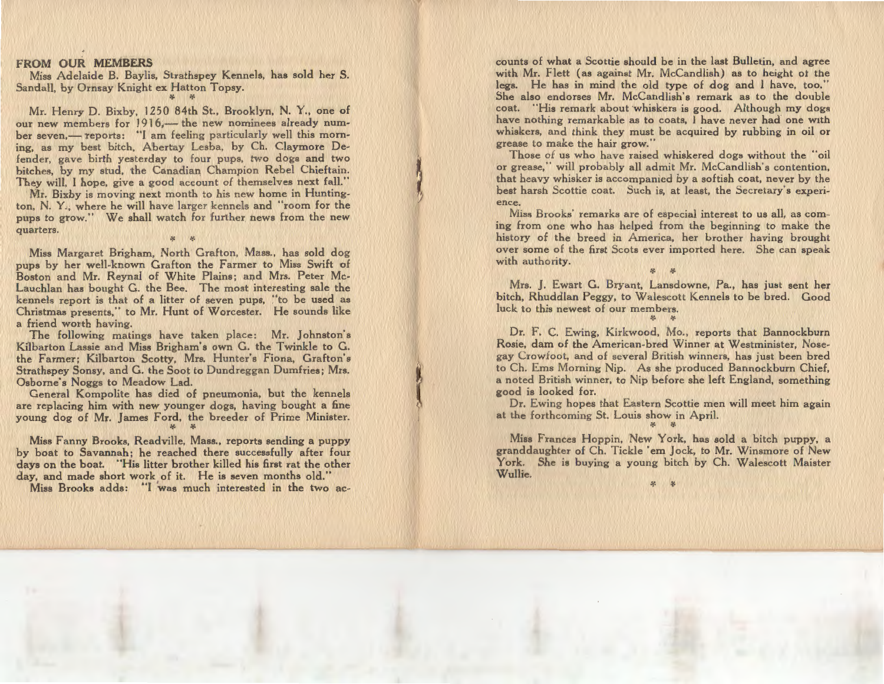## FROM OUR MEMBERS

Miss Adelaide B. Baylis, Strathspey Kennels, has sold her S. Sandall, by Ornsay Knight ex Hatton Topsy.

\* \*

Mr. Henry D. Bixby, 1250 84th St., Brooklyn, N. Y., one of our new members for 1916,— the new nominees already number seven,— reports: "I am feeling particularly well this morning, as my best bitch, Abertay Lesba, by Ch. Claymore Defender, gave birth yesterday to four pups, two dogs and two bitches, by my stud, the Canadian Champion Rebel Chieftain. They will, I hope, give a good account of themselves next fall."

Mr. Bixby is moving next month to his new home in Huntington, N. Y., where he will have larger kennels and "room for the pups to grow." We shall watch for further news from the new quarters.

\* \*

Miss Margaret Brigham, North Grafton, Mass., has sold dog pups by her well-known Grafton the Farmer to Miss Swift of Boston and Mr. Reynal of White Plains; and Mrs. Peter McLauchlan has bought G. the Bee. The most interesting sale the kennels report is that of a litter of seven pups, "to be used as Christmas presents," to Mr. Hunt of Worcester. He sounds like a friend worth having.

The following matings have taken place: Mr. Johnston's Kilbarton Lassie and Miss Brigham's own G. the Twinkle to G. the Farmer; Kilbarton Scotty, Mrs. Hunter's Fiona, Grafton's Strathspey Sonsy, and G. the Soot to Dundreggan Dumfries; Mrs. Osborne's Noggs to Meadow Lad.

General Kompolite has died of pneumonia, but the kennels are replacing him with new younger dogs, having bought a fine young dog of Mr. James Ford, the breeder of Prime Minister.

\* \*

Miss Fanny Brooks, Readville, Mass., reports sending a puppy by boat to Savannah; he reached there successfully after four days on the boat. "His litter brother killed his first rat the other day, and made short work of it. He is seven months old."

Miss Brooks adds: "I was much interested in the two accounts of what a Scottie should be in the last Bulletin, and agree with Mr. Flett (as against Mr. McCandlish) as to height of the legs. He has in mind the old type of dog and I have, too." She also endorses Mr. McCandlish's remark as to the double coat. "His remark about whiskers is good. Although my dogs have nothing remarkable as to coats, I have never had one with whiskers, and think they must be acquired by rubbing in oil or grease to make the hair grow."

Those of us who have raised whiskered dogs without the "oil or grease," will probably all admit Mr. McCandlish's contention, that heavy whisker is accompanied by a softish coat, never by the best harsh Scottie coat. Such is, at least, the Secretary's experience.

Miss Brooks' remarks are of especial interest to us all, as coming from one who has helped from the beginning to make the history of the breed in America, her brother having brought over some of the first Scots ever imported here. She can speak with authority.

\* \*

Mrs. J. Ewart G. Bryant, Lansdowne, Pa., has just sent her bitch, Rhuddlan Peggy, to Walescott Kennels to be bred. Good luck to this newest of our members.

\* \*

Dr. F. C. Ewing, Kirkwood, Mo., reports that Bannockburn Rosie, dam of the American-bred Winner at Westminister, Nosegay Crowfoot, and of several British winners, has just been bred to Ch. Ems Morning Nip. As she produced Bannockburn Chief, a noted British winner, to Nip before she left England, something good is looked for.

Dr. Ewing hopes that Eastern Scottie men will meet him again at the forthcoming St. Louis show in April.

\* \*

Miss Frances Hoppin, New York, has sold a bitch puppy, a granddaughter of Ch. Tickle 'em Jock, to Mr. Winsmore of New York. She is buying a young bitch by Ch. Walescott Maister Wullie.

\* \*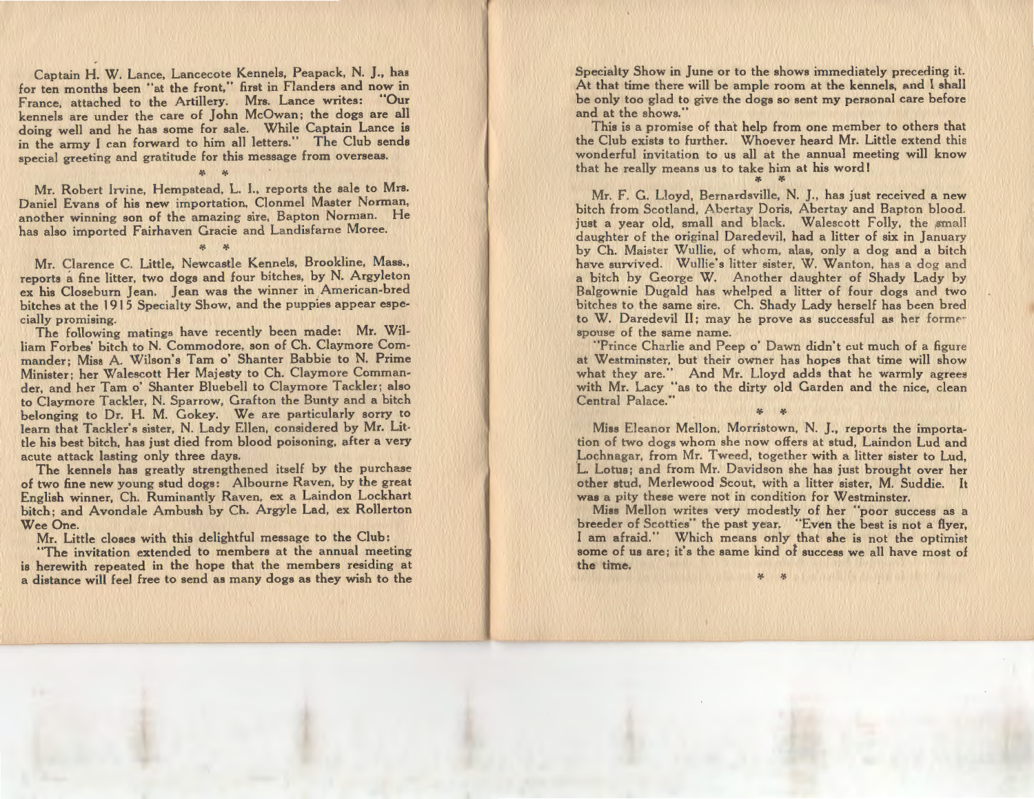Captain H. W. Lance, Lancecote Kennels, Peapack, N. J., has for ten months been "at the front," first in Flanders and now in France, attached to the Artillery. Mrs. Lance writes: "Our kennels are under the care of John McOwan; the dogs are all doing well and he has some for sale. While Captain Lance is in the army I can forward to him all letters." The Club sends special greeting and gratitude for this message from overseas.

\* \*

Mr. Robert Irvine, Hempstead, L. I., reports the sale to Mrs. Daniel Evans of his new importation, Clonmel Master Norman, another winning son of the amazing sire, Bapton Norman. He has also imported Fairhaven Gracie and Landisfarne Moree.

\* \*

Mr. Clarence C. Little, Newcastle Kennels, Brookline, Mass., reports a fine litter, two dogs and four bitches, by N. Argyleton ex his Closeburn Jean. Jean was the winner in American-bred bitches at the 1915 Specialty Show, and the puppies appear especially promising.

The following matings have recently been made: Mr. William Forbes' bitch to N. Commodore, son of Ch. Claymore Commander; Miss A. Wilson's Tam o' Shanter Babbie to N. Prime Minister; her Walescott Her Majesty to Ch. Claymore Commander, and her Tam o' Shanter Bluebell to Claymore Tackler; also to Claymore Tackler, N. Sparrow, Grafton the Bunty and a bitch belonging to Dr. H. M. Gokey. We are particularly sorry to learn that Tackler's sister, N. Lady Ellen, considered by Mr. Little his best bitch, has just died from blood poisoning, after a very acute attack lasting only three days.

The kennels has greatly strengthened itself by the purchase of two fine new young stud dogs: Albourne Raven, by the great English winner, Ch. Ruminantly Raven, ex a Laindon Lockhart bitch; and Avondale Ambush by Ch. Argyle Lad, ex Rollerton Wee One.

Mr. Little closes with this delightful message to the Club:

"The invitation extended to members at the annual meeting is herewith repeated in the hope that the members residing at a distance will feel free to send as many dogs as they wish to the Specialty Show in June or to the shows immediately preceding it. At that time there will be ample room at the kennels, and I shall be only too glad to give the dogs so sent my personal care before and at the shows."

This is a promise of that help from one member to others that the Club exists to further. Whoever heard Mr. Little extend this wonderful invitation to us all at the annual meeting will know that he really means us to take him at his word!

\* \*

Mr. F. G. Lloyd, Bernardsville, N. J., has just received a new bitch from Scotland, Abertay Doris, Abertay and Bapton blood, just a year old, small and black. Walescott Folly, the small daughter of the original Daredevil, had a litter of six in January by Ch. Maister Wullie, of whom, alas, only a dog and a bitch have survived. Wullie's litter sister, W. Wanton, has a dog and a bitch by George W. Another daughter of Shady Lady by Balgownie Dugald has whelped a litter of four dogs and two bitches to the same sire. Ch. Shady Lady herself has been bred to W. Daredevil II; may he prove as successful as her former spouse of the same name.

"Prince Charlie and Peep o' Dawn didn't cut much of a figure at Westminster, but their owner has hopes that time will show what they are." And Mr. Lloyd adds that he warmly agrees with Mr. Lacy "as to the dirty old Garden and the nice, clean Central Palace."

\* \*

Miss Eleanor Mellon, Morristown, N. J., reports the importation of two dogs whom she now offers at stud, Laindon Lud and Lochnagar, from Mr. Tweed, together with a litter sister to Lud, L. Lotus; and from Mr. Davidson she has just brought over her other stud, Merlewood Scout, with a litter sister, M. Suddie. It was a pity these were not in condition for Westminster.

Miss Mellon writes very modestly of her "poor success as a breeder of Scotties" the past year. "Even the best is not a flyer, I am afraid." Which means only that she is not the optimist some of us are; it's the same kind of success we all have most of the time.

\* \*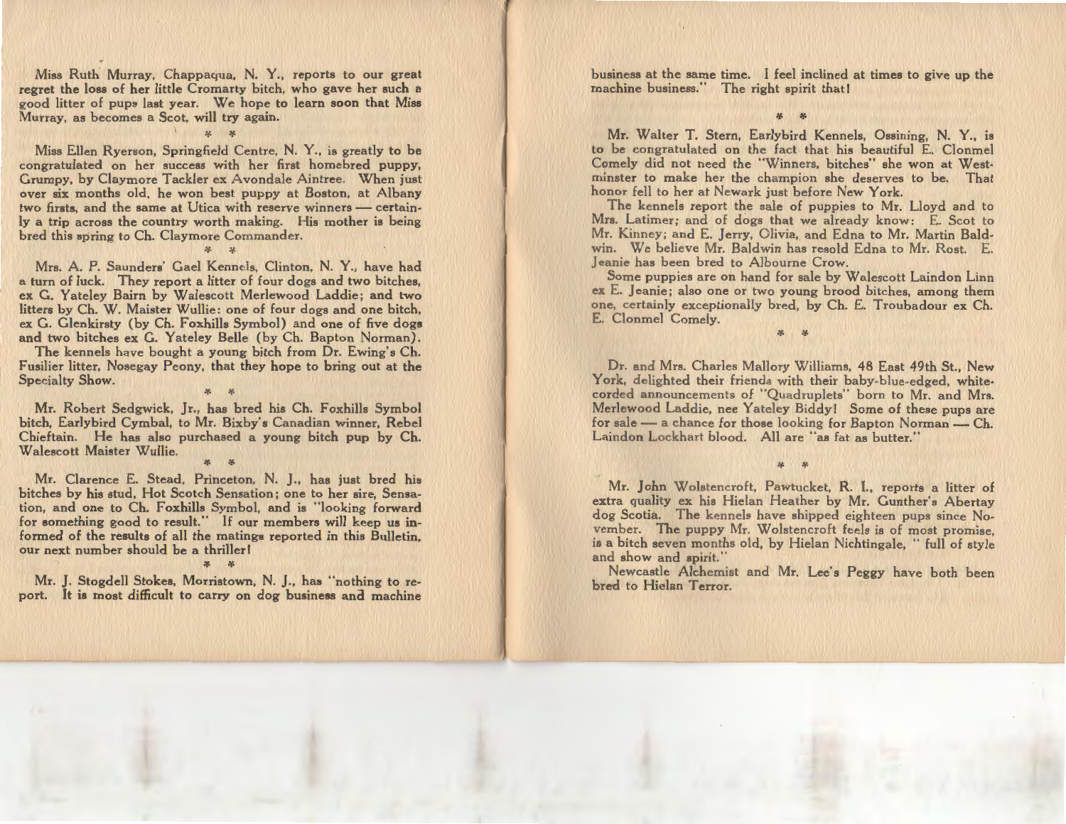Miss Ruth Murray, Chappaqua, N. Y., reports to our great regret the loss of her little Cromarty bitch, who gave her such a good litter of pups last year. We hope to learn soon that Miss Murray, as becomes a Scot, will try again.

\* \*

Miss Ellen Ryerson, Springfield Centre, N. Y., is greatly to be congratulated on her success with her first homebred puppy, Grumpy, by Claymore Tackler ex Avondale Aintree. When just over six months old, he won best puppy at Boston, at Albany two firsts, and the same at Utica with reserve winners — certainly a trip across the country worth making. His mother is being bred this spring to Ch. Claymore Commander.

\* \*

Mrs. A. P. Saunders' Gael Kennels, Clinton, N. Y., have had a turn of luck. They report a litter of four dogs and two bitches, ex G. Yateley Bairn by Walescott Merlewood Laddie; and two litters by Ch. W. Maister Wullie: one of four dogs and one bitch, ex G. Glenkirsty (by Ch. Foxhills Symbol) and one of five dogs and two bitches ex G. Yateley Belle (by Ch. Bapton Norman).

The kennels have bought a young bitch from Dr. Ewing's Ch. Fusilier litter, Nosegay Peony, that they hope to bring out at the Specialty Show.

\* \*

Mr. Robert Sedgwick, Jr., has bred his Ch. Foxhills Symbol bitch, Earlybird Cymbal, to Mr. Bixby's Canadian winner, Rebel Chieftain. He has also purchased a young bitch pup by Ch. Walescott Maister Wullie.

\* \*

Mr. Clarence E. Stead, Princeton, N. J., has just bred his bitches by his stud, Hot Scotch Sensation; one to her sire, Sensation, and one to Ch. Foxhills Symbol, and is "looking forward for something good to result." If our members will keep us informed of the results of all the matings reported in this Bulletin, our next number should be a thriller!

\* \*

Mr. J. Stogdell Stokes, Morristown, N. J., has "nothing to report. It is most difficult to carry on dog business and machine business at the same time. I feel inclined at times to give up the machine business." The right spirit that!

\* \*

Mr. Walter T. Stern, Earlybird Kennels, Ossining, N. Y., is to be congratulated on the fact that his beautiful E. Clonmel Comely did not need the "Winners, bitches" she won at Westminster to make her the champion she deserves to be. That honor fell to her at Newark just before New York.

The kennels report the sale of puppies to Mr. Lloyd and to Mrs. Latimer; and of dogs that we already know: E. Scot to Mr. Kinney; and E. Jerry, Olivia, and Edna to Mr. Martin Baldwin. We believe Mr. Baldwin has resold Edna to Mr. Rost. E. Jeanie has been bred to Albourne Crow.

Some puppies are on hand for sale by Walescott Laindon Linn ex E. Jeanie; also one or two young brood bitches, among them one, certainly exceptionally bred, by Ch. E. Troubadour ex Ch. E. Clonmel Comely.

\* \*

Dr. and Mrs. Charles Mallory Williams, 48 East 49th St., New York, delighted their friends with their baby-blue-edged, white-corded announcements of "Quadruplets" born to Mr. and Mrs. Merlewood Laddie, nee Yateley Biddy! Some of these pups are for sale — a chance for those looking for Bapton Norman — Ch. Laindon Lockhart blood. All are "as fat as butter."

\* \*

Mr. John Wolstencroft, Pawtucket, R. I., reports a litter of extra quality ex his Hielan Heather by Mr. Gunther's Abertay dog Scotia. The kennels have shipped eighteen pups since November. The puppy Mr. Wolstencroft feels is of most promise, is a bitch seven months old, by Hielan Nichtingale, " full of style and show and spirit."

Newcastle Alchemist and Mr. Lee's Peggy have both been bred to Hielan Terror.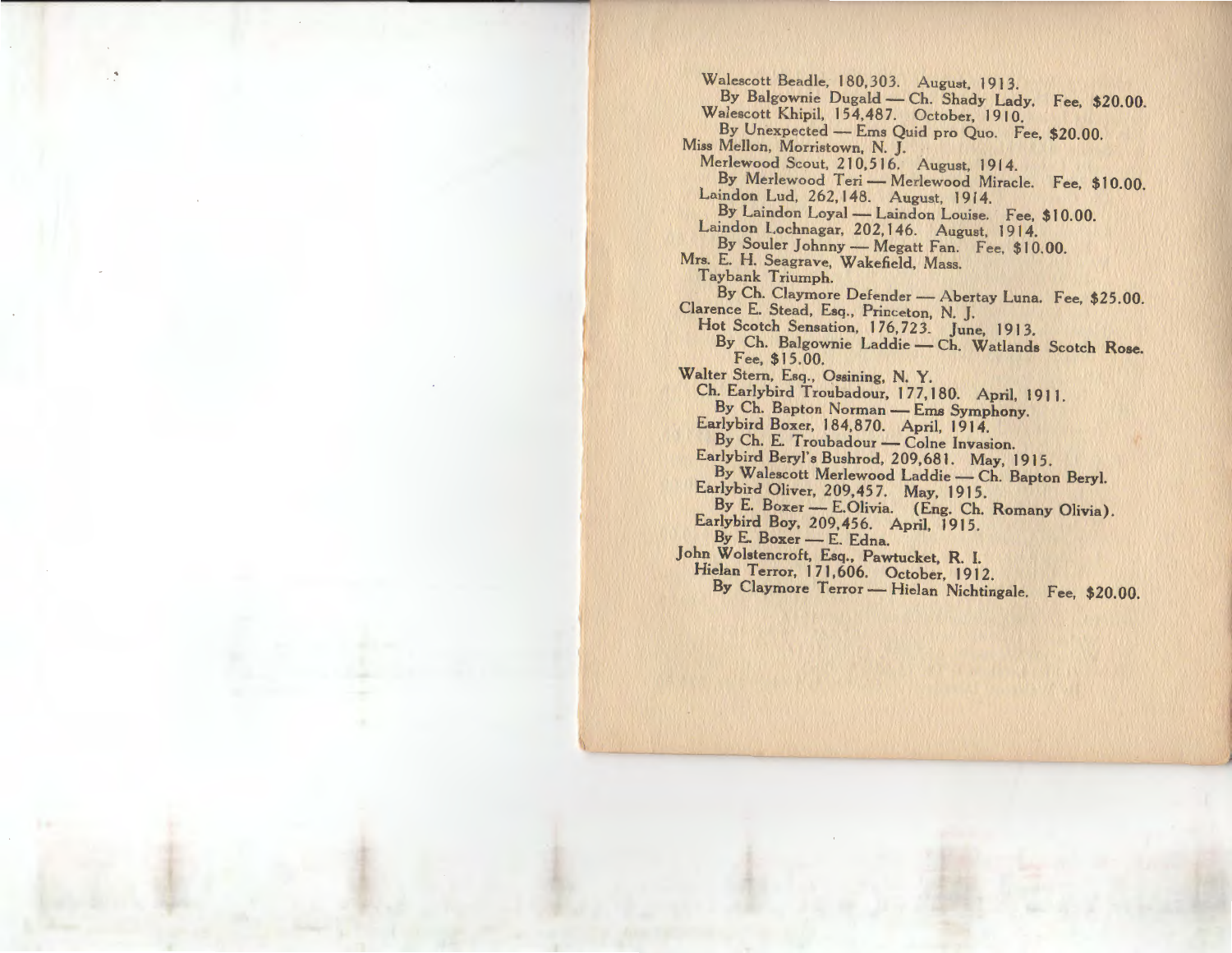Walescott Beadle, 180,303. August, 1913.

By Balgownie Dugald — Ch. Shady Lady. Fee, $20.00.

Walescott Khipil, 154,487. October, 1910.

By Unexpected — Ems Quid pro Quo. Fee, $20.00.

Miss Mellon, Morristown, N. J.

Merlewood Scout, 210,516. August, 1914.

By Merlewood Teri — Merlewood Miracle. Fee, $10.00.

Laindon Lud, 262,148. August, 1914.

By Laindon Loyal — Laindon Louise. Fee, $10.00.

Laindon Lochnagar, 202,146. August, 1914.

By Souler Johnny — Megatt Fan. Fee, $10.00.

Mrs. E. H. Seagrave, Wakefield, Mass.

Taybank Triumph.

By Ch. Claymore Defender — Abertay Luna. Fee, $25.00.

Clarence E. Stead, Esq., Princeton, N. J.

Hot Scotch Sensation, 176,723. June, 1913.

By Ch. Balgownie Laddie — Ch. Watlands Scotch Rose. Fee, $15.00.

Walter Stern, Esq., Ossining, N. Y.

Ch. Earlybird Troubadour, 177,180. April, 1911.

By Ch. Bapton Norman — Ems Symphony.

Earlybird Boxer, 184,870. April, 1914.

By Ch. E. Troubadour — Colne Invasion.

Earlybird Beryl's Bushrod, 209,681. May, 1915.

By Walescott Merlewood Laddie — Ch. Bapton Beryl.

Earlybird Oliver, 209,457. May, 1915.

By E. Boxer — E.Olivia. (Eng. Ch. Romany Olivia).

Earlybird Boy, 209,456. April, 1915.

By E. Boxer — E. Edna.

John Wolstencroft, Esq., Pawtucket, R. I.

Hielan Terror, 171,606. October, 1912.

By Claymore Terror — Hielan Nichtingale. Fee, $20.00.